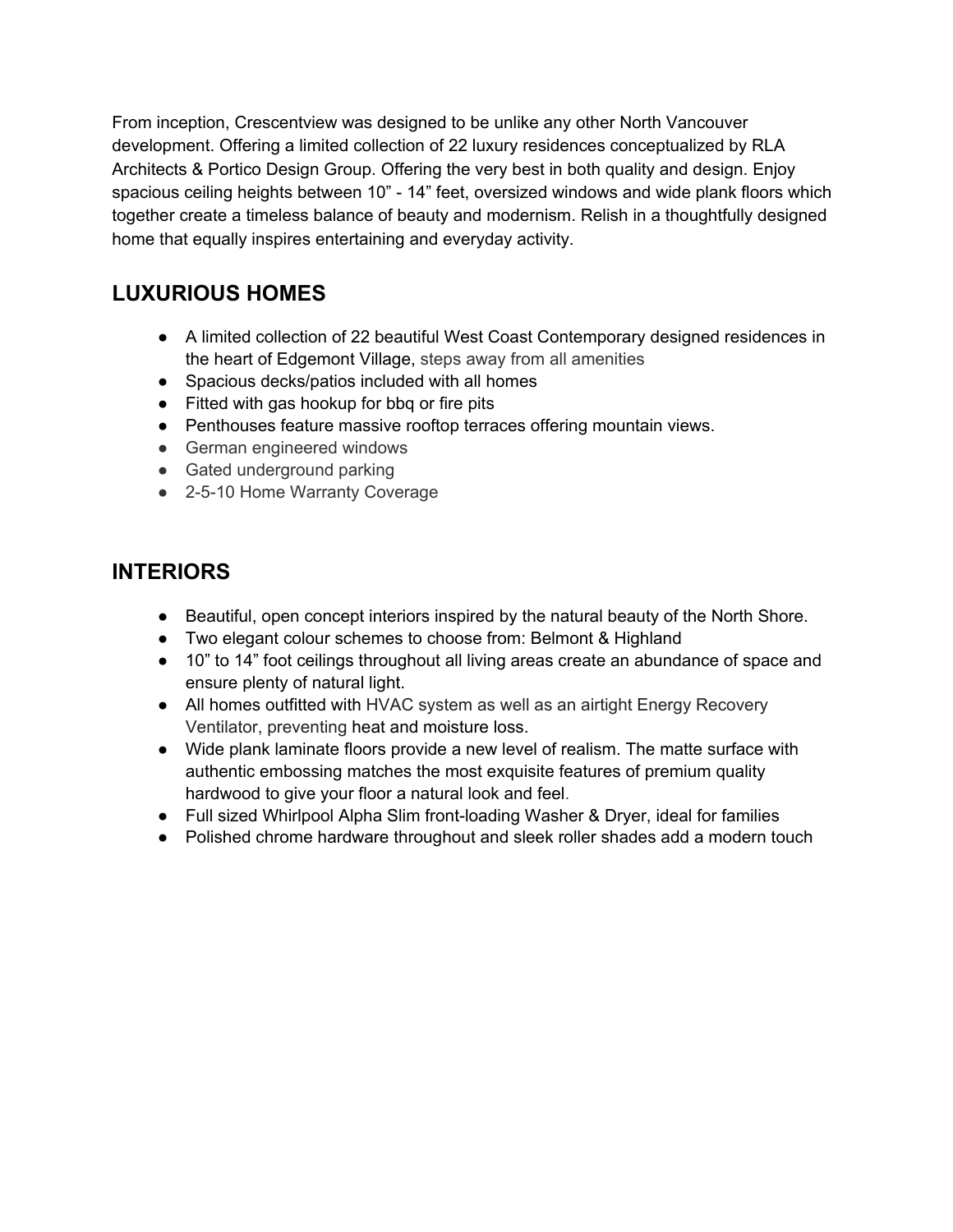From inception, Crescentview was designed to be unlike any other North Vancouver development. Offering a limited collection of 22 luxury residences conceptualized by RLA Architects & Portico Design Group. Offering the very best in both quality and design. Enjoy spacious ceiling heights between 10" - 14" feet, oversized windows and wide plank floors which together create a timeless balance of beauty and modernism. Relish in a thoughtfully designed home that equally inspires entertaining and everyday activity.

## LUXURIOUS HOMES

- A limited collection of 22 beautiful West Coast Contemporary designed residences in the heart of Edgemont Village, steps away from all amenities
- Spacious decks/patios included with all homes
- Fitted with gas hookup for bbq or fire pits
- Penthouses feature massive rooftop terraces offering mountain views.
- German engineered windows
- Gated underground parking
- 2-5-10 Home Warranty Coverage

## INTERIORS

- Beautiful, open concept interiors inspired by the natural beauty of the North Shore.
- Two elegant colour schemes to choose from: Belmont & Highland
- 10" to 14" foot ceilings throughout all living areas create an abundance of space and ensure plenty of natural light.
- All homes outfitted with HVAC system as well as an airtight Energy Recovery Ventilator, preventing heat and moisture loss.
- Wide plank laminate floors provide a new level of realism. The matte surface with authentic embossing matches the most exquisite features of premium quality hardwood to give your floor a natural look and feel.
- Full sized Whirlpool Alpha Slim front-loading Washer & Dryer, ideal for families
- Polished chrome hardware throughout and sleek roller shades add a modern touch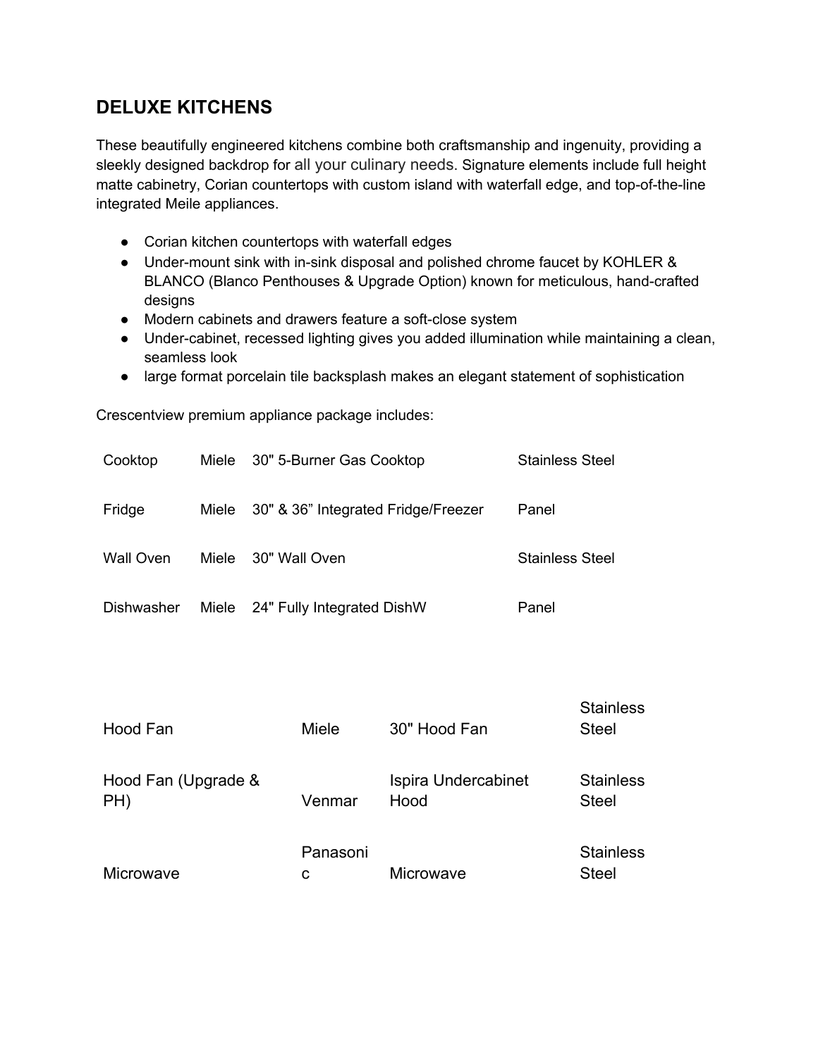## DELUXE KITCHENS

These beautifully engineered kitchens combine both craftsmanship and ingenuity, providing a sleekly designed backdrop for all your culinary needs. Signature elements include full height matte cabinetry, Corian countertops with custom island with waterfall edge, and top-of-the-line integrated Meile appliances.

- Corian kitchen countertops with waterfall edges
- Under-mount sink with in-sink disposal and polished chrome faucet by KOHLER & BLANCO (Blanco Penthouses & Upgrade Option) known for meticulous, hand-crafted designs
- Modern cabinets and drawers feature a soft-close system
- Under-cabinet, recessed lighting gives you added illumination while maintaining a clean, seamless look
- large format porcelain tile backsplash makes an elegant statement of sophistication

Crescentview premium appliance package includes:

| | | | |
|---|---|---|---|
| Cooktop | Miele | 30" 5-Burner Gas Cooktop | Stainless Steel |
| Fridge | Miele | 30" & 36" Integrated Fridge/Freezer | Panel |
| Wall Oven | Miele | 30" Wall Oven | Stainless Steel |
| Dishwasher | Miele | 24" Fully Integrated DishW | Panel |

| | | | |
|---|---|---|---|
| Hood Fan | Miele | 30" Hood Fan | Stainless Steel |
| Hood Fan (Upgrade & PH) | Venmar | Ispira Undercabinet Hood | Stainless Steel |
| Microwave | Panasonic | Microwave | Stainless Steel |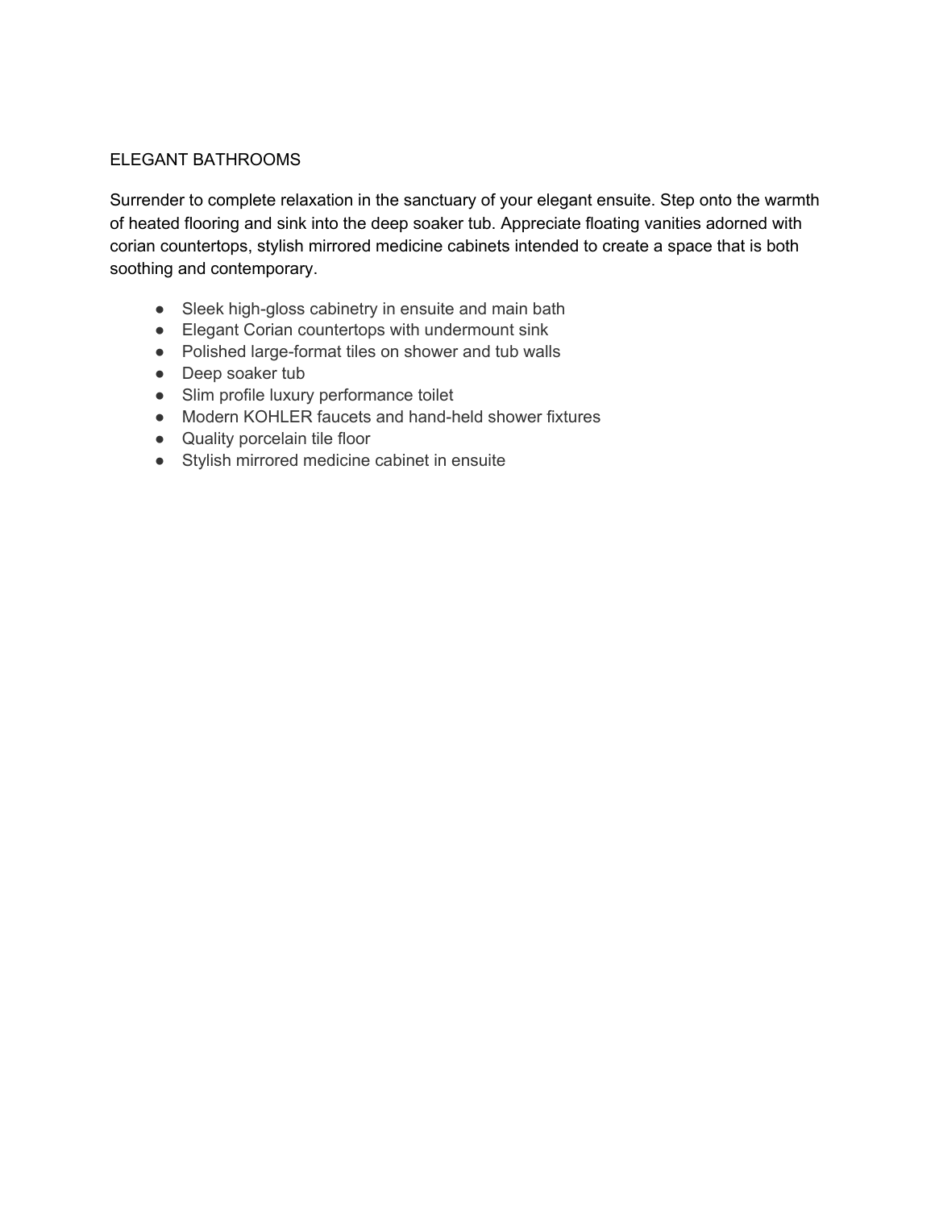## ELEGANT BATHROOMS

Surrender to complete relaxation in the sanctuary of your elegant ensuite. Step onto the warmth of heated flooring and sink into the deep soaker tub. Appreciate floating vanities adorned with corian countertops, stylish mirrored medicine cabinets intended to create a space that is both soothing and contemporary.

- Sleek high-gloss cabinetry in ensuite and main bath
- Elegant Corian countertops with undermount sink
- Polished large-format tiles on shower and tub walls
- Deep soaker tub
- Slim profile luxury performance toilet
- Modern KOHLER faucets and hand-held shower fixtures
- Quality porcelain tile floor
- Stylish mirrored medicine cabinet in ensuite